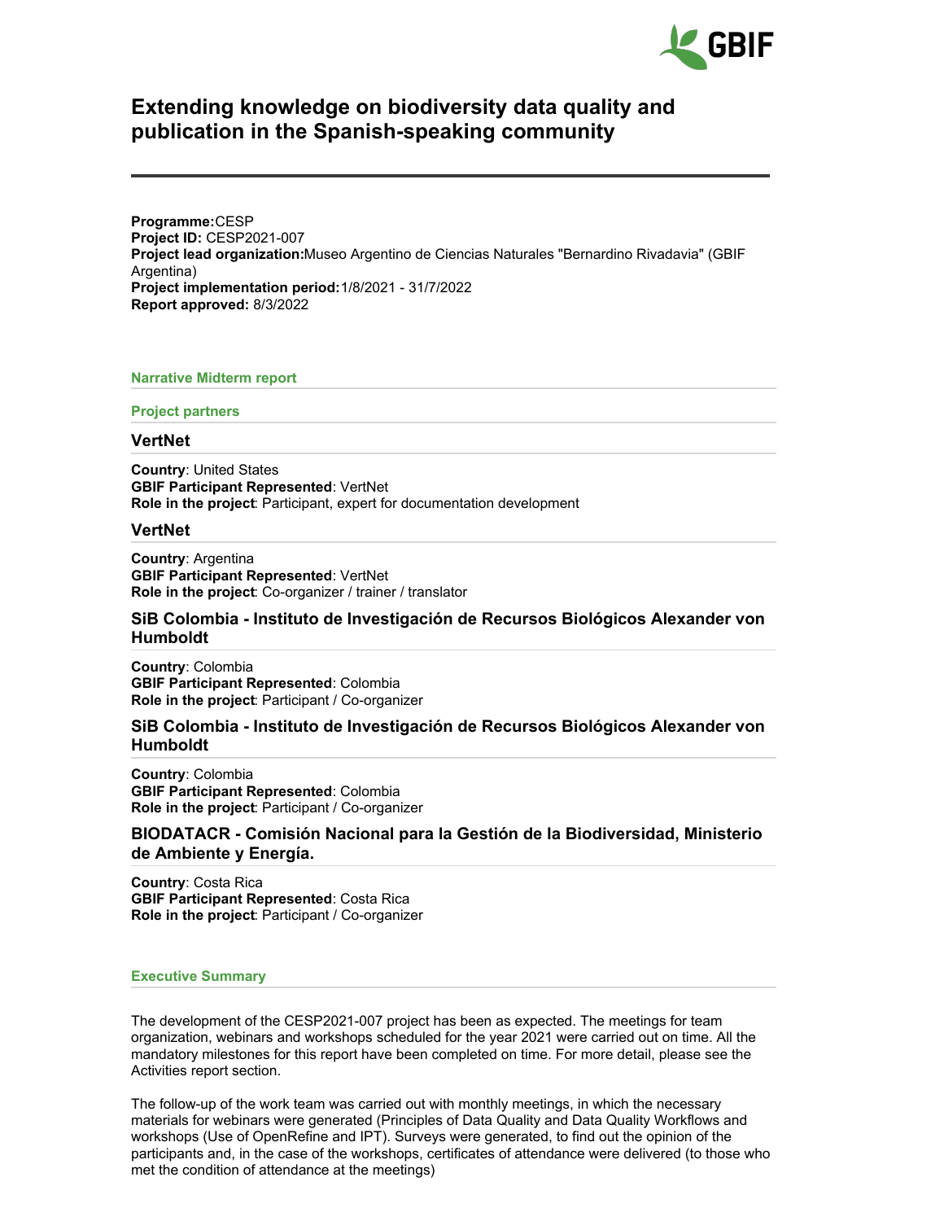# Extending knowledge on biodiversity data quality and publication in the Spanish-speaking community

**Programme:** CESP
**Project ID:** CESP2021-007
**Project lead organization:** Museo Argentino de Ciencias Naturales "Bernardino Rivadavia" (GBIF Argentina)
**Project implementation period:** 1/8/2021 - 31/7/2022
**Report approved:** 8/3/2022

## Narrative Midterm report

## Project partners

### VertNet

**Country**: United States
**GBIF Participant Represented**: VertNet
**Role in the project**: Participant, expert for documentation development

### VertNet

**Country**: Argentina
**GBIF Participant Represented**: VertNet
**Role in the project**: Co-organizer / trainer / translator

### SiB Colombia - Instituto de Investigación de Recursos Biológicos Alexander von Humboldt

**Country**: Colombia
**GBIF Participant Represented**: Colombia
**Role in the project**: Participant / Co-organizer

### SiB Colombia - Instituto de Investigación de Recursos Biológicos Alexander von Humboldt

**Country**: Colombia
**GBIF Participant Represented**: Colombia
**Role in the project**: Participant / Co-organizer

### BIODATACR - Comisión Nacional para la Gestión de la Biodiversidad, Ministerio de Ambiente y Energía.

**Country**: Costa Rica
**GBIF Participant Represented**: Costa Rica
**Role in the project**: Participant / Co-organizer

## Executive Summary

The development of the CESP2021-007 project has been as expected. The meetings for team organization, webinars and workshops scheduled for the year 2021 were carried out on time. All the mandatory milestones for this report have been completed on time. For more detail, please see the Activities report section.

The follow-up of the work team was carried out with monthly meetings, in which the necessary materials for webinars were generated (Principles of Data Quality and Data Quality Workflows and workshops (Use of OpenRefine and IPT). Surveys were generated, to find out the opinion of the participants and, in the case of the workshops, certificates of attendance were delivered (to those who met the condition of attendance at the meetings)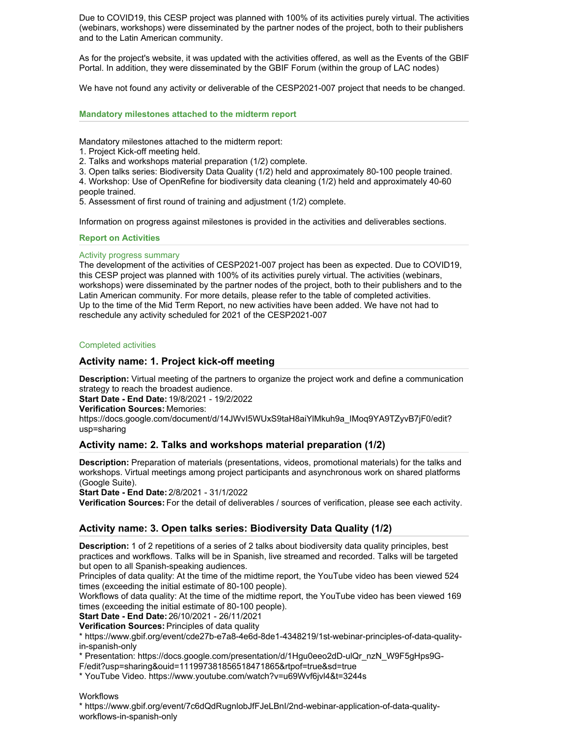Due to COVID19, this CESP project was planned with 100% of its activities purely virtual. The activities (webinars, workshops) were disseminated by the partner nodes of the project, both to their publishers and to the Latin American community.

As for the project's website, it was updated with the activities offered, as well as the Events of the GBIF Portal. In addition, they were disseminated by the GBIF Forum (within the group of LAC nodes)

We have not found any activity or deliverable of the CESP2021-007 project that needs to be changed.

### Mandatory milestones attached to the midterm report

Mandatory milestones attached to the midterm report:
1. Project Kick-off meeting held.
2. Talks and workshops material preparation (1/2) complete.
3. Open talks series: Biodiversity Data Quality (1/2) held and approximately 80-100 people trained.
4. Workshop: Use of OpenRefine for biodiversity data cleaning (1/2) held and approximately 40-60 people trained.
5. Assessment of first round of training and adjustment (1/2) complete.

Information on progress against milestones is provided in the activities and deliverables sections.

### Report on Activities

#### Activity progress summary

The development of the activities of CESP2021-007 project has been as expected. Due to COVID19, this CESP project was planned with 100% of its activities purely virtual. The activities (webinars, workshops) were disseminated by the partner nodes of the project, both to their publishers and to the Latin American community. For more details, please refer to the table of completed activities.
Up to the time of the Mid Term Report, no new activities have been added. We have not had to reschedule any activity scheduled for 2021 of the CESP2021-007

#### Completed activities

## Activity name: 1. Project kick-off meeting

**Description:** Virtual meeting of the partners to organize the project work and define a communication strategy to reach the broadest audience.
**Start Date - End Date:** 19/8/2021 - 19/2/2022
**Verification Sources:** Memories:
https://docs.google.com/document/d/14JWvI5WUxS9taH8aiYlMkuh9a_lMoq9YA9TZyvB7jF0/edit?usp=sharing

## Activity name: 2. Talks and workshops material preparation (1/2)

**Description:** Preparation of materials (presentations, videos, promotional materials) for the talks and workshops. Virtual meetings among project participants and asynchronous work on shared platforms (Google Suite).
**Start Date - End Date:** 2/8/2021 - 31/1/2022
**Verification Sources:** For the detail of deliverables / sources of verification, please see each activity.

## Activity name: 3. Open talks series: Biodiversity Data Quality (1/2)

**Description:** 1 of 2 repetitions of a series of 2 talks about biodiversity data quality principles, best practices and workflows. Talks will be in Spanish, live streamed and recorded. Talks will be targeted but open to all Spanish-speaking audiences.
Principles of data quality: At the time of the midtime report, the YouTube video has been viewed 524 times (exceeding the initial estimate of 80-100 people).
Workflows of data quality: At the time of the midtime report, the YouTube video has been viewed 169 times (exceeding the initial estimate of 80-100 people).
**Start Date - End Date:** 26/10/2021 - 26/11/2021
**Verification Sources:** Principles of data quality
* https://www.gbif.org/event/cde27b-e7a8-4e6d-8de1-4348219/1st-webinar-principles-of-data-quality-in-spanish-only
* Presentation: https://docs.google.com/presentation/d/1Hgu0eeo2dD-ulQr_nzN_W9F5gHps9G-F/edit?usp=sharing&ouid=111997381856518471865&rtpof=true&sd=true
* YouTube Video. https://www.youtube.com/watch?v=u69Wvf6jvl4&t=3244s

Workflows
* https://www.gbif.org/event/7c6dQdRugnlobJfFJeLBnI/2nd-webinar-application-of-data-quality-workflows-in-spanish-only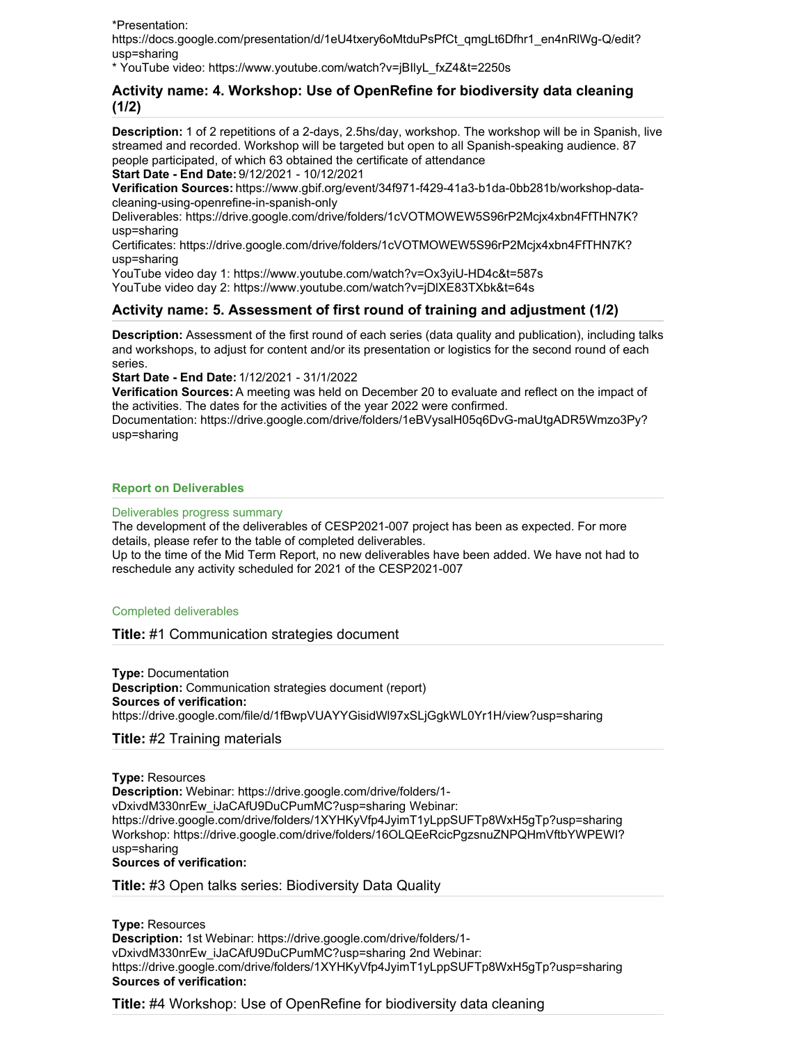*Presentation:
https://docs.google.com/presentation/d/1eU4txery6oMtduPsPfCt_qmgLt6Dfhr1_en4nRlWg-Q/edit?usp=sharing
* YouTube video: https://www.youtube.com/watch?v=jBIlyL_fxZ4&t=2250s

### Activity name: 4. Workshop: Use of OpenRefine for biodiversity data cleaning (1/2)

**Description:** 1 of 2 repetitions of a 2-days, 2.5hs/day, workshop. The workshop will be in Spanish, live streamed and recorded. Workshop will be targeted but open to all Spanish-speaking audience. 87 people participated, of which 63 obtained the certificate of attendance
**Start Date - End Date:** 9/12/2021 - 10/12/2021
**Verification Sources:** https://www.gbif.org/event/34f971-f429-41a3-b1da-0bb281b/workshop-data-cleaning-using-openrefine-in-spanish-only
Deliverables: https://drive.google.com/drive/folders/1cVOTMOWEW5S96rP2Mcjx4xbn4FfTHN7K?usp=sharing
Certificates: https://drive.google.com/drive/folders/1cVOTMOWEW5S96rP2Mcjx4xbn4FfTHN7K?usp=sharing
YouTube video day 1: https://www.youtube.com/watch?v=Ox3yiU-HD4c&t=587s
YouTube video day 2: https://www.youtube.com/watch?v=jDlXE83TXbk&t=64s

### Activity name: 5. Assessment of first round of training and adjustment (1/2)

**Description:** Assessment of the first round of each series (data quality and publication), including talks and workshops, to adjust for content and/or its presentation or logistics for the second round of each series.
**Start Date - End Date:** 1/12/2021 - 31/1/2022
**Verification Sources:** A meeting was held on December 20 to evaluate and reflect on the impact of the activities. The dates for the activities of the year 2022 were confirmed.
Documentation: https://drive.google.com/drive/folders/1eBVysalH05q6DvG-maUtgADR5Wmzo3Py?usp=sharing

## Report on Deliverables

#### Deliverables progress summary

The development of the deliverables of CESP2021-007 project has been as expected. For more details, please refer to the table of completed deliverables.
Up to the time of the Mid Term Report, no new deliverables have been added. We have not had to reschedule any activity scheduled for 2021 of the CESP2021-007

#### Completed deliverables

### Title: #1 Communication strategies document

**Type:** Documentation
**Description:** Communication strategies document (report)
**Sources of verification:**
https://drive.google.com/file/d/1fBwpVUAYYGisidWl97xSLjGgkWL0Yr1H/view?usp=sharing

### Title: #2 Training materials

**Type:** Resources
**Description:** Webinar: https://drive.google.com/drive/folders/1-vDxivdM330nrEw_iJaCAfU9DuCPumMC?usp=sharing Webinar: https://drive.google.com/drive/folders/1XYHKyVfp4JyimT1yLppSUFTp8WxH5gTp?usp=sharing Workshop: https://drive.google.com/drive/folders/16OLQEeRcicPgzsnuZNPQHmVftbYWPEWI?usp=sharing
**Sources of verification:**

### Title: #3 Open talks series: Biodiversity Data Quality

**Type:** Resources
**Description:** 1st Webinar: https://drive.google.com/drive/folders/1-vDxivdM330nrEw_iJaCAfU9DuCPumMC?usp=sharing 2nd Webinar: https://drive.google.com/drive/folders/1XYHKyVfp4JyimT1yLppSUFTp8WxH5gTp?usp=sharing
**Sources of verification:**

### Title: #4 Workshop: Use of OpenRefine for biodiversity data cleaning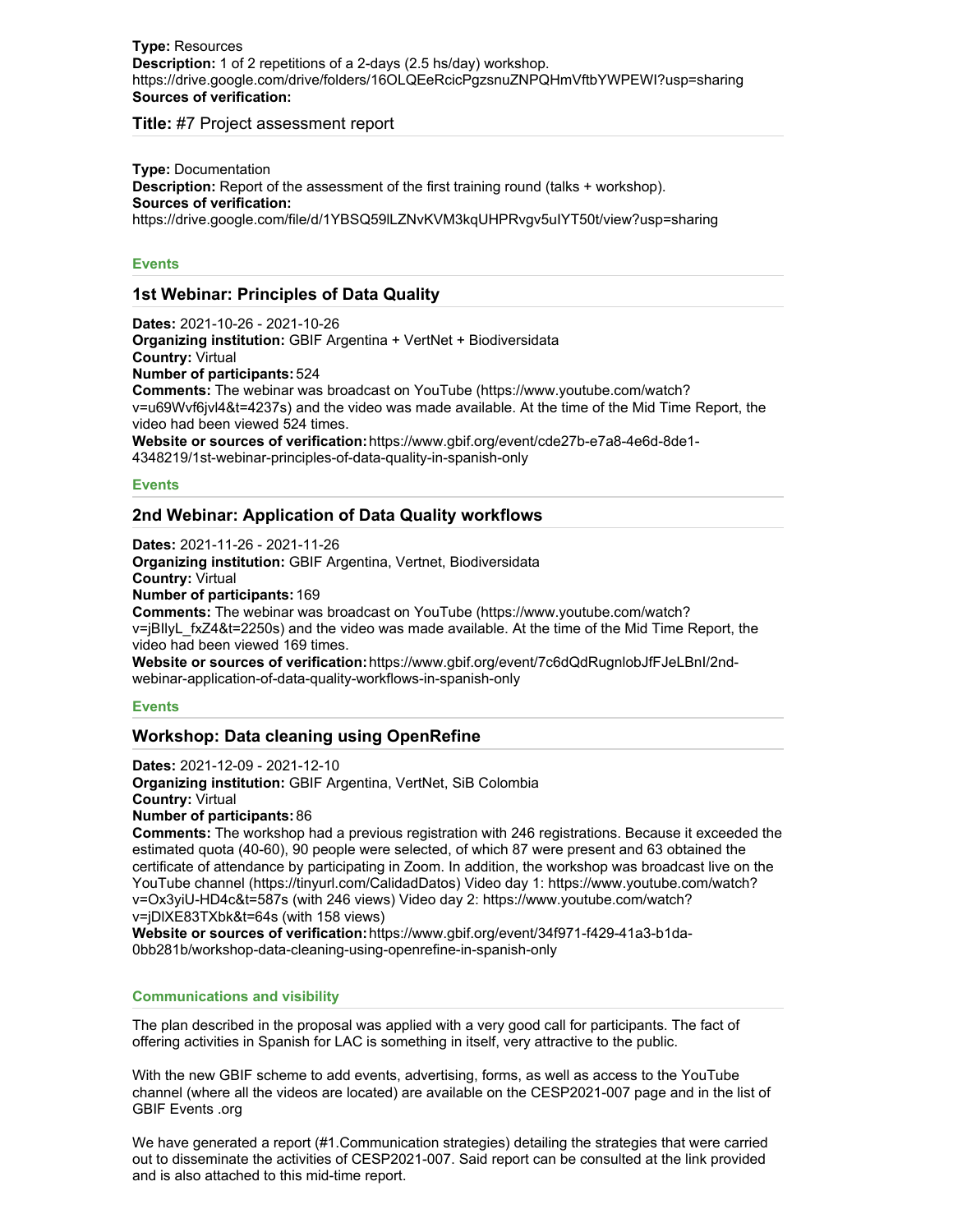**Type:** Resources
**Description:** 1 of 2 repetitions of a 2-days (2.5 hs/day) workshop.
https://drive.google.com/drive/folders/16OLQEeRcicPgzsnuZNPQHmVftbYWPEWI?usp=sharing
**Sources of verification:**

### Title: #7 Project assessment report

**Type:** Documentation
**Description:** Report of the assessment of the first training round (talks + workshop).
**Sources of verification:**
https://drive.google.com/file/d/1YBSQ59lLZNvKVM3kqUHPRvgv5uIYT50t/view?usp=sharing

## Events

### 1st Webinar: Principles of Data Quality

**Dates:** 2021-10-26 - 2021-10-26
**Organizing institution:** GBIF Argentina + VertNet + Biodiversidata
**Country:** Virtual
**Number of participants:** 524
**Comments:** The webinar was broadcast on YouTube (https://www.youtube.com/watch?v=u69Wvf6jvl4&t=4237s) and the video was made available. At the time of the Mid Time Report, the video had been viewed 524 times.
**Website or sources of verification:** https://www.gbif.org/event/cde27b-e7a8-4e6d-8de1-4348219/1st-webinar-principles-of-data-quality-in-spanish-only

## Events

### 2nd Webinar: Application of Data Quality workflows

**Dates:** 2021-11-26 - 2021-11-26
**Organizing institution:** GBIF Argentina, Vertnet, Biodiversidata
**Country:** Virtual
**Number of participants:** 169
**Comments:** The webinar was broadcast on YouTube (https://www.youtube.com/watch?v=jBIlyL_fxZ4&t=2250s) and the video was made available. At the time of the Mid Time Report, the video had been viewed 169 times.
**Website or sources of verification:** https://www.gbif.org/event/7c6dQdRugnlobJfFJeLBnI/2nd-webinar-application-of-data-quality-workflows-in-spanish-only

## Events

### Workshop: Data cleaning using OpenRefine

**Dates:** 2021-12-09 - 2021-12-10
**Organizing institution:** GBIF Argentina, VertNet, SiB Colombia
**Country:** Virtual
**Number of participants:** 86
**Comments:** The workshop had a previous registration with 246 registrations. Because it exceeded the estimated quota (40-60), 90 people were selected, of which 87 were present and 63 obtained the certificate of attendance by participating in Zoom. In addition, the workshop was broadcast live on the YouTube channel (https://tinyurl.com/CalidadDatos) Video day 1: https://www.youtube.com/watch?v=Ox3yiU-HD4c&t=587s (with 246 views) Video day 2: https://www.youtube.com/watch?v=jDlXE83TXbk&t=64s (with 158 views)
**Website or sources of verification:** https://www.gbif.org/event/34f971-f429-41a3-b1da-0bb281b/workshop-data-cleaning-using-openrefine-in-spanish-only

## Communications and visibility

The plan described in the proposal was applied with a very good call for participants. The fact of offering activities in Spanish for LAC is something in itself, very attractive to the public.

With the new GBIF scheme to add events, advertising, forms, as well as access to the YouTube channel (where all the videos are located) are available on the CESP2021-007 page and in the list of GBIF Events .org

We have generated a report (#1.Communication strategies) detailing the strategies that were carried out to disseminate the activities of CESP2021-007. Said report can be consulted at the link provided and is also attached to this mid-time report.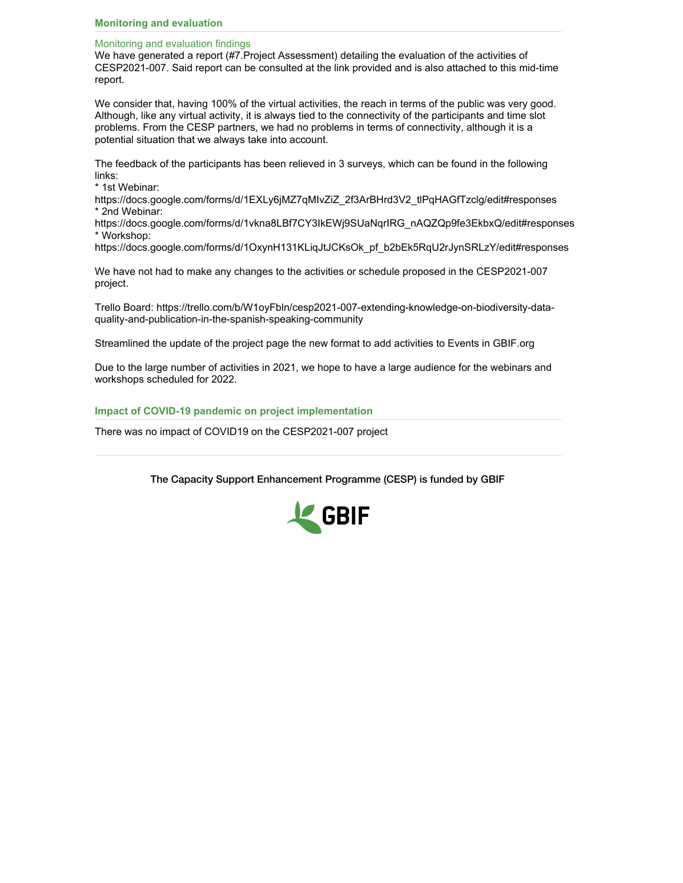## Monitoring and evaluation

### Monitoring and evaluation findings

We have generated a report (#7.Project Assessment) detailing the evaluation of the activities of CESP2021-007. Said report can be consulted at the link provided and is also attached to this mid-time report.

We consider that, having 100% of the virtual activities, the reach in terms of the public was very good. Although, like any virtual activity, it is always tied to the connectivity of the participants and time slot problems. From the CESP partners, we had no problems in terms of connectivity, although it is a potential situation that we always take into account.

The feedback of the participants has been relieved in 3 surveys, which can be found in the following links:
* 1st Webinar:
https://docs.google.com/forms/d/1EXLy6jMZ7qMIvZiZ_2f3ArBHrd3V2_tlPqHAGfTzclg/edit#responses
* 2nd Webinar:
https://docs.google.com/forms/d/1vkna8LBf7CY3IkEWj9SUaNqrIRG_nAQZQp9fe3EkbxQ/edit#responses
* Workshop:
https://docs.google.com/forms/d/1OxynH131KLiqJtJCKsOk_pf_b2bEk5RqU2rJynSRLzY/edit#responses

We have not had to make any changes to the activities or schedule proposed in the CESP2021-007 project.

Trello Board: https://trello.com/b/W1oyFbln/cesp2021-007-extending-knowledge-on-biodiversity-data-quality-and-publication-in-the-spanish-speaking-community

Streamlined the update of the project page the new format to add activities to Events in GBIF.org

Due to the large number of activities in 2021, we hope to have a large audience for the webinars and workshops scheduled for 2022.

## Impact of COVID-19 pandemic on project implementation

There was no impact of COVID19 on the CESP2021-007 project

The Capacity Support Enhancement Programme (CESP) is funded by GBIF

GBIF